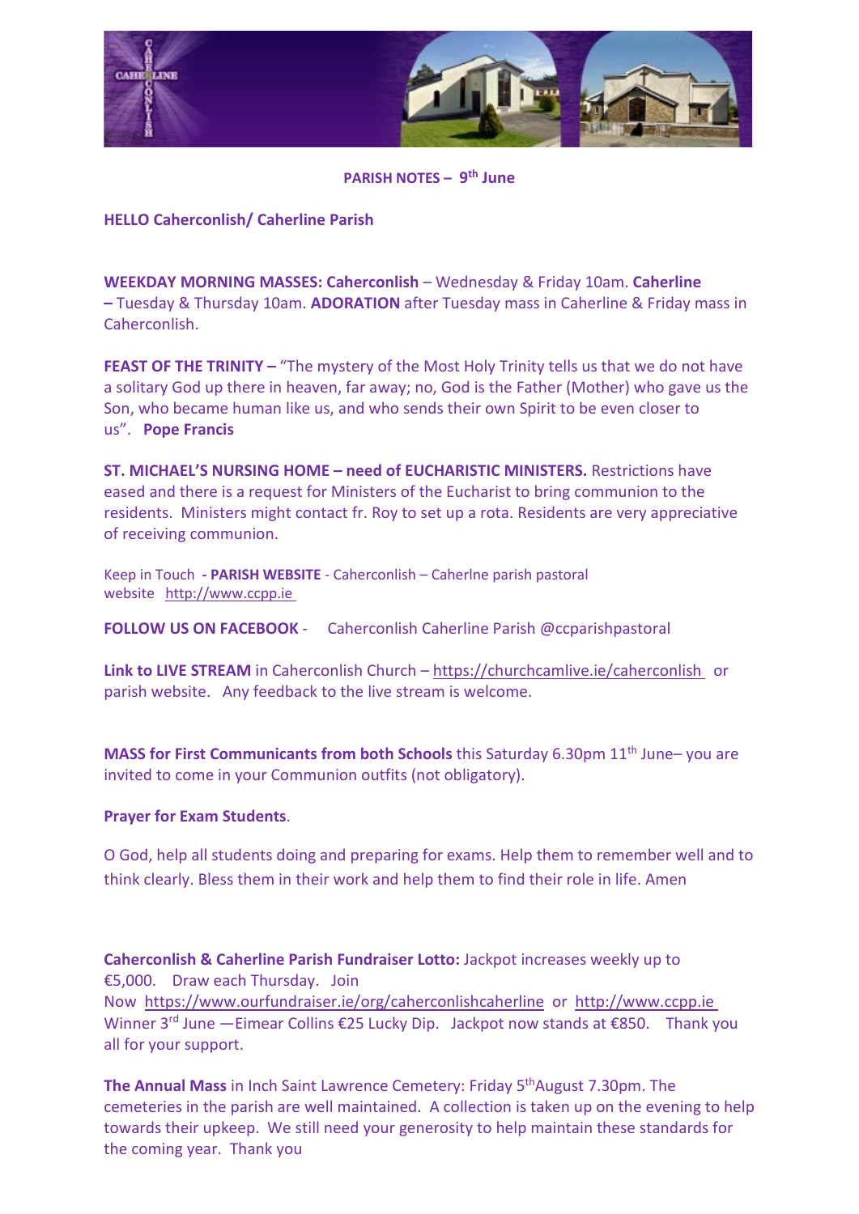**PARISH NOTES – 9th June**

**HELLO Caherconlish/ Caherline Parish**

**WEEKDAY MORNING MASSES: Caherconlish** – Wednesday & Friday 10am. **Caherline –** Tuesday & Thursday 10am. **ADORATION** after Tuesday mass in Caherline & Friday mass in Caherconlish.

**FEAST OF THE TRINITY –** "The mystery of the Most Holy Trinity tells us that we do not have a solitary God up there in heaven, far away; no, God is the Father (Mother) who gave us the Son, who became human like us, and who sends their own Spirit to be even closer to us". **Pope Francis**

**ST. MICHAEL'S NURSING HOME – need of EUCHARISTIC MINISTERS.** Restrictions have eased and there is a request for Ministers of the Eucharist to bring communion to the residents. Ministers might contact fr. Roy to set up a rota. Residents are very appreciative of receiving communion.

Keep in Touch **- PARISH WEBSITE** - Caherconlish – Caherlne parish pastoral website http://www.ccpp.ie

**FOLLOW US ON FACEBOOK** - Caherconlish Caherline Parish @ccparishpastoral

**Link to LIVE STREAM** in Caherconlish Church – https://churchcamlive.ie/caherconlish or parish website. Any feedback to the live stream is welcome.

**MASS for First Communicants from both Schools** this Saturday 6.30pm 11th June– you are invited to come in your Communion outfits (not obligatory).

**Prayer for Exam Students**.

O God, help all students doing and preparing for exams. Help them to remember well and to think clearly. Bless them in their work and help them to find their role in life. Amen

**Caherconlish & Caherline Parish Fundraiser Lotto:** Jackpot increases weekly up to €5,000. Draw each Thursday. Join Now https://www.ourfundraiser.ie/org/caherconlishcaherline or http://www.ccpp.ie Winner 3rd June —Eimear Collins €25 Lucky Dip. Jackpot now stands at €850. Thank you all for your support.

**The Annual Mass** in Inch Saint Lawrence Cemetery: Friday 5th August 7.30pm. The cemeteries in the parish are well maintained. A collection is taken up on the evening to help towards their upkeep. We still need your generosity to help maintain these standards for the coming year. Thank you